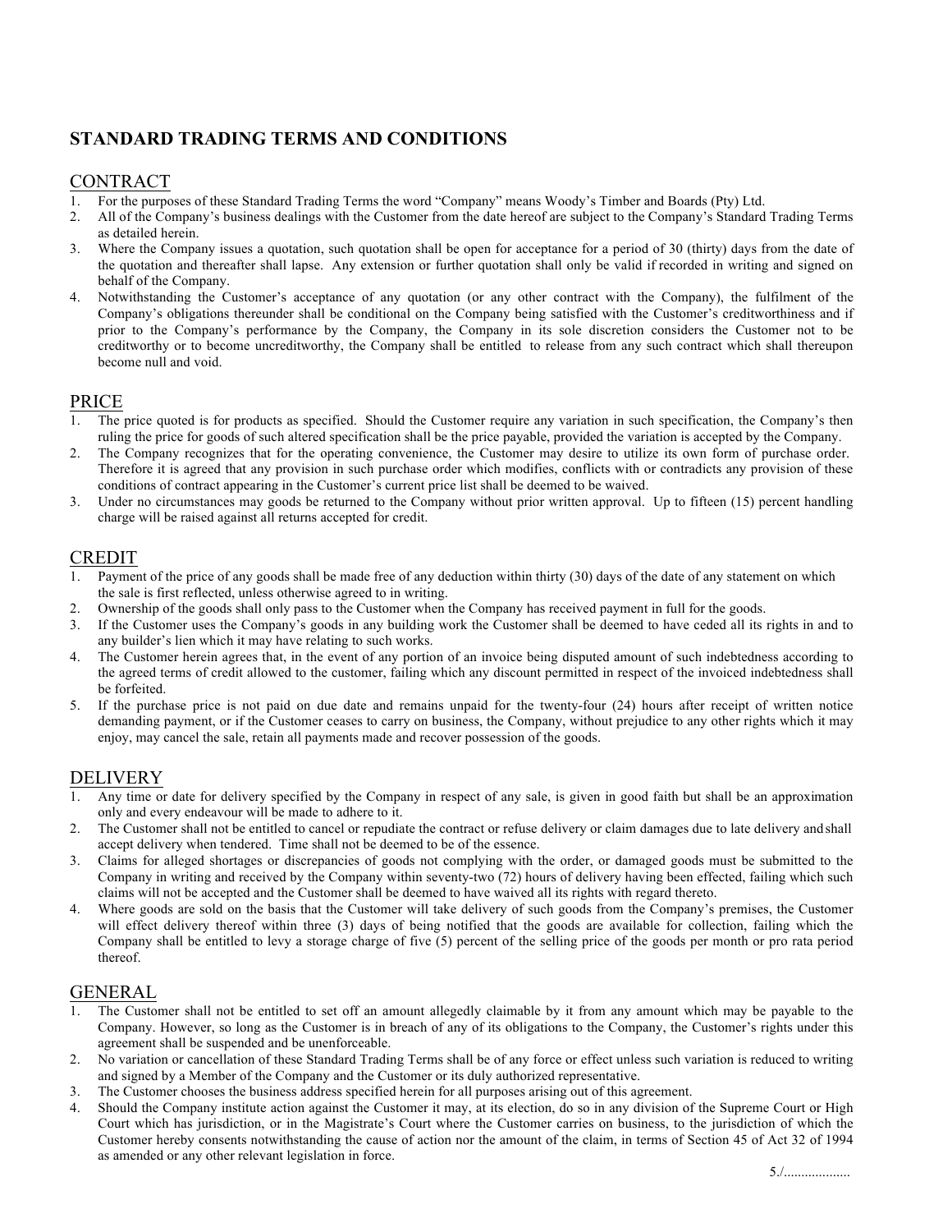# STANDARD TRADING TERMS AND CONDITIONS

## CONTRACT

1. For the purposes of these Standard Trading Terms the word "Company" means Woody's Timber and Boards (Pty) Ltd.
2. All of the Company's business dealings with the Customer from the date hereof are subject to the Company's Standard Trading Terms as detailed herein.
3. Where the Company issues a quotation, such quotation shall be open for acceptance for a period of 30 (thirty) days from the date of the quotation and thereafter shall lapse. Any extension or further quotation shall only be valid if recorded in writing and signed on behalf of the Company.
4. Notwithstanding the Customer's acceptance of any quotation (or any other contract with the Company), the fulfilment of the Company's obligations thereunder shall be conditional on the Company being satisfied with the Customer's creditworthiness and if prior to the Company's performance by the Company, the Company in its sole discretion considers the Customer not to be creditworthy or to become uncreditworthy, the Company shall be entitled to release from any such contract which shall thereupon become null and void.

## PRICE

1. The price quoted is for products as specified. Should the Customer require any variation in such specification, the Company's then ruling the price for goods of such altered specification shall be the price payable, provided the variation is accepted by the Company.
2. The Company recognizes that for the operating convenience, the Customer may desire to utilize its own form of purchase order. Therefore it is agreed that any provision in such purchase order which modifies, conflicts with or contradicts any provision of these conditions of contract appearing in the Customer's current price list shall be deemed to be waived.
3. Under no circumstances may goods be returned to the Company without prior written approval. Up to fifteen (15) percent handling charge will be raised against all returns accepted for credit.

## CREDIT

1. Payment of the price of any goods shall be made free of any deduction within thirty (30) days of the date of any statement on which the sale is first reflected, unless otherwise agreed to in writing.
2. Ownership of the goods shall only pass to the Customer when the Company has received payment in full for the goods.
3. If the Customer uses the Company's goods in any building work the Customer shall be deemed to have ceded all its rights in and to any builder's lien which it may have relating to such works.
4. The Customer herein agrees that, in the event of any portion of an invoice being disputed amount of such indebtedness according to the agreed terms of credit allowed to the customer, failing which any discount permitted in respect of the invoiced indebtedness shall be forfeited.
5. If the purchase price is not paid on due date and remains unpaid for the twenty-four (24) hours after receipt of written notice demanding payment, or if the Customer ceases to carry on business, the Company, without prejudice to any other rights which it may enjoy, may cancel the sale, retain all payments made and recover possession of the goods.

## DELIVERY

1. Any time or date for delivery specified by the Company in respect of any sale, is given in good faith but shall be an approximation only and every endeavour will be made to adhere to it.
2. The Customer shall not be entitled to cancel or repudiate the contract or refuse delivery or claim damages due to late delivery and shall accept delivery when tendered. Time shall not be deemed to be of the essence.
3. Claims for alleged shortages or discrepancies of goods not complying with the order, or damaged goods must be submitted to the Company in writing and received by the Company within seventy-two (72) hours of delivery having been effected, failing which such claims will not be accepted and the Customer shall be deemed to have waived all its rights with regard thereto.
4. Where goods are sold on the basis that the Customer will take delivery of such goods from the Company's premises, the Customer will effect delivery thereof within three (3) days of being notified that the goods are available for collection, failing which the Company shall be entitled to levy a storage charge of five (5) percent of the selling price of the goods per month or pro rata period thereof.

## GENERAL

1. The Customer shall not be entitled to set off an amount allegedly claimable by it from any amount which may be payable to the Company. However, so long as the Customer is in breach of any of its obligations to the Company, the Customer's rights under this agreement shall be suspended and be unenforceable.
2. No variation or cancellation of these Standard Trading Terms shall be of any force or effect unless such variation is reduced to writing and signed by a Member of the Company and the Customer or its duly authorized representative.
3. The Customer chooses the business address specified herein for all purposes arising out of this agreement.
4. Should the Company institute action against the Customer it may, at its election, do so in any division of the Supreme Court or High Court which has jurisdiction, or in the Magistrate's Court where the Customer carries on business, to the jurisdiction of which the Customer hereby consents notwithstanding the cause of action nor the amount of the claim, in terms of Section 45 of Act 32 of 1994 as amended or any other relevant legislation in force.

5./..................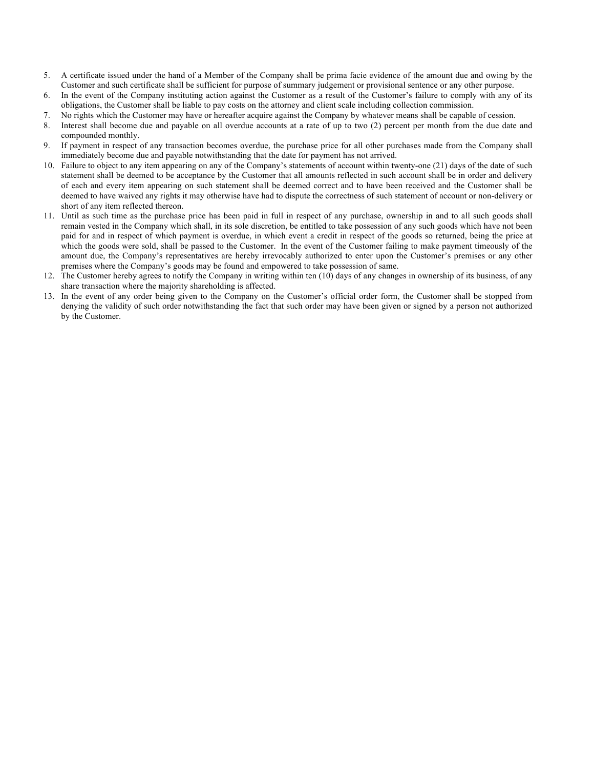5. A certificate issued under the hand of a Member of the Company shall be prima facie evidence of the amount due and owing by the Customer and such certificate shall be sufficient for purpose of summary judgement or provisional sentence or any other purpose.
6. In the event of the Company instituting action against the Customer as a result of the Customer's failure to comply with any of its obligations, the Customer shall be liable to pay costs on the attorney and client scale including collection commission.
7. No rights which the Customer may have or hereafter acquire against the Company by whatever means shall be capable of cession.
8. Interest shall become due and payable on all overdue accounts at a rate of up to two (2) percent per month from the due date and compounded monthly.
9. If payment in respect of any transaction becomes overdue, the purchase price for all other purchases made from the Company shall immediately become due and payable notwithstanding that the date for payment has not arrived.
10. Failure to object to any item appearing on any of the Company's statements of account within twenty-one (21) days of the date of such statement shall be deemed to be acceptance by the Customer that all amounts reflected in such account shall be in order and delivery of each and every item appearing on such statement shall be deemed correct and to have been received and the Customer shall be deemed to have waived any rights it may otherwise have had to dispute the correctness of such statement of account or non-delivery or short of any item reflected thereon.
11. Until as such time as the purchase price has been paid in full in respect of any purchase, ownership in and to all such goods shall remain vested in the Company which shall, in its sole discretion, be entitled to take possession of any such goods which have not been paid for and in respect of which payment is overdue, in which event a credit in respect of the goods so returned, being the price at which the goods were sold, shall be passed to the Customer. In the event of the Customer failing to make payment timeously of the amount due, the Company's representatives are hereby irrevocably authorized to enter upon the Customer's premises or any other premises where the Company's goods may be found and empowered to take possession of same.
12. The Customer hereby agrees to notify the Company in writing within ten (10) days of any changes in ownership of its business, of any share transaction where the majority shareholding is affected.
13. In the event of any order being given to the Company on the Customer's official order form, the Customer shall be stopped from denying the validity of such order notwithstanding the fact that such order may have been given or signed by a person not authorized by the Customer.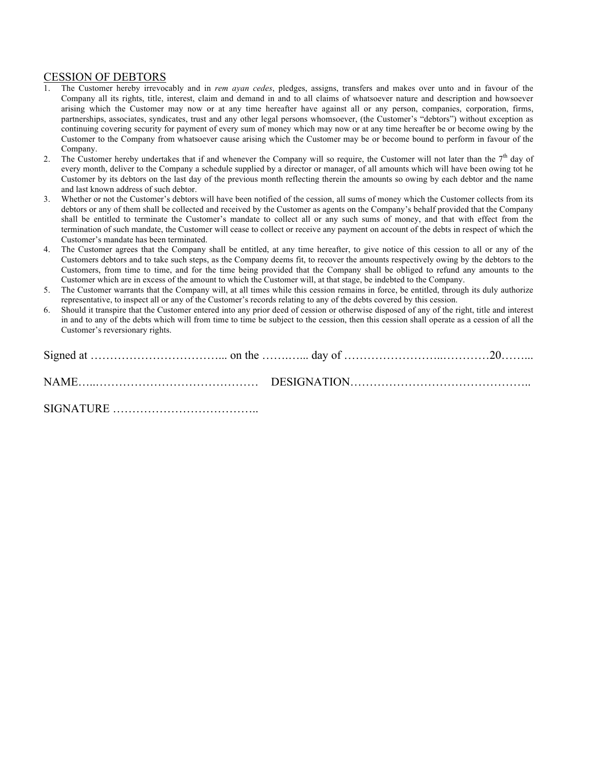## CESSION OF DEBTORS

1. The Customer hereby irrevocably and in *rem ayan cedes*, pledges, assigns, transfers and makes over unto and in favour of the Company all its rights, title, interest, claim and demand in and to all claims of whatsoever nature and description and howsoever arising which the Customer may now or at any time hereafter have against all or any person, companies, corporation, firms, partnerships, associates, syndicates, trust and any other legal persons whomsoever, (the Customer's "debtors") without exception as continuing covering security for payment of every sum of money which may now or at any time hereafter be or become owing by the Customer to the Company from whatsoever cause arising which the Customer may be or become bound to perform in favour of the Company.
2. The Customer hereby undertakes that if and whenever the Company will so require, the Customer will not later than the 7th day of every month, deliver to the Company a schedule supplied by a director or manager, of all amounts which will have been owing tot he Customer by its debtors on the last day of the previous month reflecting therein the amounts so owing by each debtor and the name and last known address of such debtor.
3. Whether or not the Customer's debtors will have been notified of the cession, all sums of money which the Customer collects from its debtors or any of them shall be collected and received by the Customer as agents on the Company's behalf provided that the Company shall be entitled to terminate the Customer's mandate to collect all or any such sums of money, and that with effect from the termination of such mandate, the Customer will cease to collect or receive any payment on account of the debts in respect of which the Customer's mandate has been terminated.
4. The Customer agrees that the Company shall be entitled, at any time hereafter, to give notice of this cession to all or any of the Customers debtors and to take such steps, as the Company deems fit, to recover the amounts respectively owing by the debtors to the Customers, from time to time, and for the time being provided that the Company shall be obliged to refund any amounts to the Customer which are in excess of the amount to which the Customer will, at that stage, be indebted to the Company.
5. The Customer warrants that the Company will, at all times while this cession remains in force, be entitled, through its duly authorize representative, to inspect all or any of the Customer's records relating to any of the debts covered by this cession.
6. Should it transpire that the Customer entered into any prior deed of cession or otherwise disposed of any of the right, title and interest in and to any of the debts which will from time to time be subject to the cession, then this cession shall operate as a cession of all the Customer's reversionary rights.

Signed at …………………………….. on the ……….... day of ……………………..…………20……...

NAME…..…………………………………… DESIGNATION……………………………………..

SIGNATURE ………………………………..